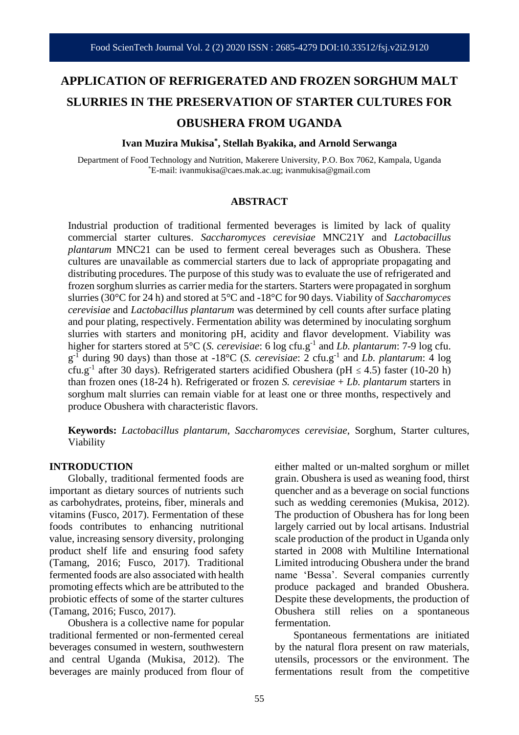# APPLICATION OF REFRIGERATED AND FROZEN SORGHUM MALT SLURRIES IN THE PRESERVATION OF STARTER CULTURES FOR OBUSHERA FROM UGANDA

**Ivan Muzira Mukisa[*], Stellah Byakika, and Arnold Serwanga**

Department of Food Technology and Nutrition, Makerere University, P.O. Box 7062, Kampala, Uganda
[*]E-mail: ivanmukisa@caes.mak.ac.ug; ivanmukisa@gmail.com

## ABSTRACT

Industrial production of traditional fermented beverages is limited by lack of quality commercial starter cultures. *Saccharomyces cerevisiae* MNC21Y and *Lactobacillus plantarum* MNC21 can be used to ferment cereal beverages such as Obushera. These cultures are unavailable as commercial starters due to lack of appropriate propagating and distributing procedures. The purpose of this study was to evaluate the use of refrigerated and frozen sorghum slurries as carrier media for the starters. Starters were propagated in sorghum slurries (30°C for 24 h) and stored at 5°C and -18°C for 90 days. Viability of *Saccharomyces cerevisiae* and *Lactobacillus plantarum* was determined by cell counts after surface plating and pour plating, respectively. Fermentation ability was determined by inoculating sorghum slurries with starters and monitoring pH, acidity and flavor development. Viability was higher for starters stored at 5°C (*S. cerevisiae*: 6 log $cfu.g^{-1}$ and *Lb. plantarum*: 7-9 log $cfu.g^{-1}$ during 90 days) than those at -18°C (*S. cerevisiae*: 2 $cfu.g^{-1}$ and *Lb. plantarum*: 4 log $cfu.g^{-1}$ after 30 days). Refrigerated starters acidified Obushera (pH ≤ 4.5) faster (10-20 h) than frozen ones (18-24 h). Refrigerated or frozen *S. cerevisiae* + *Lb. plantarum* starters in sorghum malt slurries can remain viable for at least one or three months, respectively and produce Obushera with characteristic flavors.

**Keywords:** *Lactobacillus plantarum*, *Saccharomyces cerevisiae*, Sorghum, Starter cultures, Viability

## INTRODUCTION

Globally, traditional fermented foods are important as dietary sources of nutrients such as carbohydrates, proteins, fiber, minerals and vitamins (Fusco, 2017). Fermentation of these foods contributes to enhancing nutritional value, increasing sensory diversity, prolonging product shelf life and ensuring food safety (Tamang, 2016; Fusco, 2017). Traditional fermented foods are also associated with health promoting effects which are be attributed to the probiotic effects of some of the starter cultures (Tamang, 2016; Fusco, 2017).

Obushera is a collective name for popular traditional fermented or non-fermented cereal beverages consumed in western, southwestern and central Uganda (Mukisa, 2012). The beverages are mainly produced from flour of either malted or un-malted sorghum or millet grain. Obushera is used as weaning food, thirst quencher and as a beverage on social functions such as wedding ceremonies (Mukisa, 2012). The production of Obushera has for long been largely carried out by local artisans. Industrial scale production of the product in Uganda only started in 2008 with Multiline International Limited introducing Obushera under the brand name 'Bessa'. Several companies currently produce packaged and branded Obushera. Despite these developments, the production of Obushera still relies on a spontaneous fermentation.

Spontaneous fermentations are initiated by the natural flora present on raw materials, utensils, processors or the environment. The fermentations result from the competitive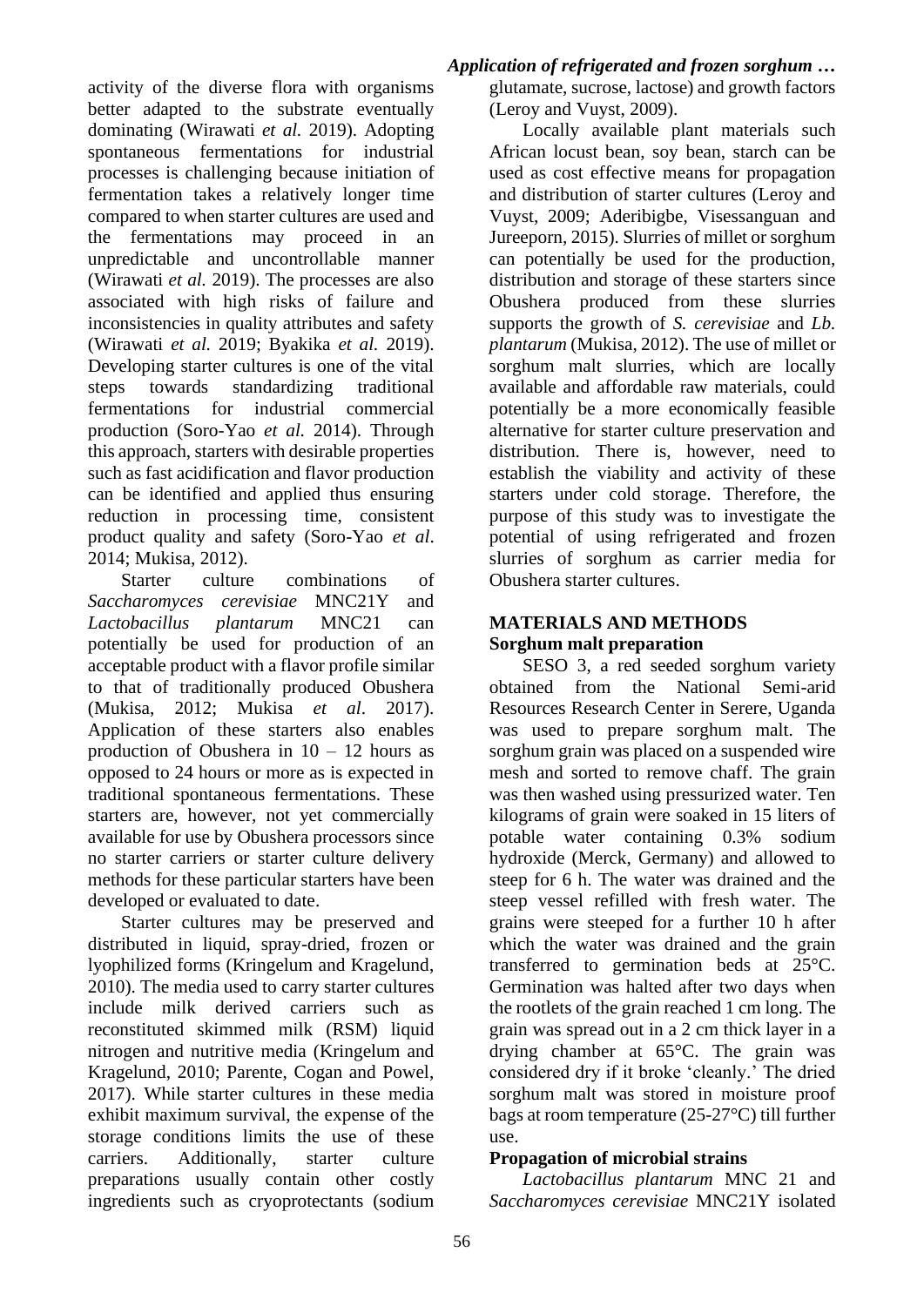activity of the diverse flora with organisms better adapted to the substrate eventually dominating (Wirawati *et al.* 2019). Adopting spontaneous fermentations for industrial processes is challenging because initiation of fermentation takes a relatively longer time compared to when starter cultures are used and the fermentations may proceed in an unpredictable and uncontrollable manner (Wirawati *et al.* 2019). The processes are also associated with high risks of failure and inconsistencies in quality attributes and safety (Wirawati *et al.* 2019; Byakika *et al.* 2019). Developing starter cultures is one of the vital steps towards standardizing traditional fermentations for industrial commercial production (Soro-Yao *et al.* 2014). Through this approach, starters with desirable properties such as fast acidification and flavor production can be identified and applied thus ensuring reduction in processing time, consistent product quality and safety (Soro-Yao *et al*. 2014; Mukisa, 2012).

Starter culture combinations of *Saccharomyces cerevisiae* MNC21Y and *Lactobacillus plantarum* MNC21 can potentially be used for production of an acceptable product with a flavor profile similar to that of traditionally produced Obushera (Mukisa, 2012; Mukisa *et al*. 2017). Application of these starters also enables production of Obushera in 10 – 12 hours as opposed to 24 hours or more as is expected in traditional spontaneous fermentations. These starters are, however, not yet commercially available for use by Obushera processors since no starter carriers or starter culture delivery methods for these particular starters have been developed or evaluated to date.

Starter cultures may be preserved and distributed in liquid, spray-dried, frozen or lyophilized forms (Kringelum and Kragelund, 2010). The media used to carry starter cultures include milk derived carriers such as reconstituted skimmed milk (RSM) liquid nitrogen and nutritive media (Kringelum and Kragelund, 2010; Parente, Cogan and Powel, 2017). While starter cultures in these media exhibit maximum survival, the expense of the storage conditions limits the use of these carriers. Additionally, starter culture preparations usually contain other costly ingredients such as cryoprotectants (sodium glutamate, sucrose, lactose) and growth factors (Leroy and Vuyst, 2009).

Locally available plant materials such African locust bean, soy bean, starch can be used as cost effective means for propagation and distribution of starter cultures (Leroy and Vuyst, 2009; Aderibigbe, Visessanguan and Jureeporn, 2015). Slurries of millet or sorghum can potentially be used for the production, distribution and storage of these starters since Obushera produced from these slurries supports the growth of *S. cerevisiae* and *Lb. plantarum* (Mukisa, 2012). The use of millet or sorghum malt slurries, which are locally available and affordable raw materials, could potentially be a more economically feasible alternative for starter culture preservation and distribution. There is, however, need to establish the viability and activity of these starters under cold storage. Therefore, the purpose of this study was to investigate the potential of using refrigerated and frozen slurries of sorghum as carrier media for Obushera starter cultures.

## MATERIALS AND METHODS

### Sorghum malt preparation

SESO 3, a red seeded sorghum variety obtained from the National Semi-arid Resources Research Center in Serere, Uganda was used to prepare sorghum malt. The sorghum grain was placed on a suspended wire mesh and sorted to remove chaff. The grain was then washed using pressurized water. Ten kilograms of grain were soaked in 15 liters of potable water containing 0.3% sodium hydroxide (Merck, Germany) and allowed to steep for 6 h. The water was drained and the steep vessel refilled with fresh water. The grains were steeped for a further 10 h after which the water was drained and the grain transferred to germination beds at 25°C. Germination was halted after two days when the rootlets of the grain reached 1 cm long. The grain was spread out in a 2 cm thick layer in a drying chamber at 65°C. The grain was considered dry if it broke 'cleanly.' The dried sorghum malt was stored in moisture proof bags at room temperature (25-27°C) till further use.

### Propagation of microbial strains

*Lactobacillus plantarum* MNC 21 and *Saccharomyces cerevisiae* MNC21Y isolated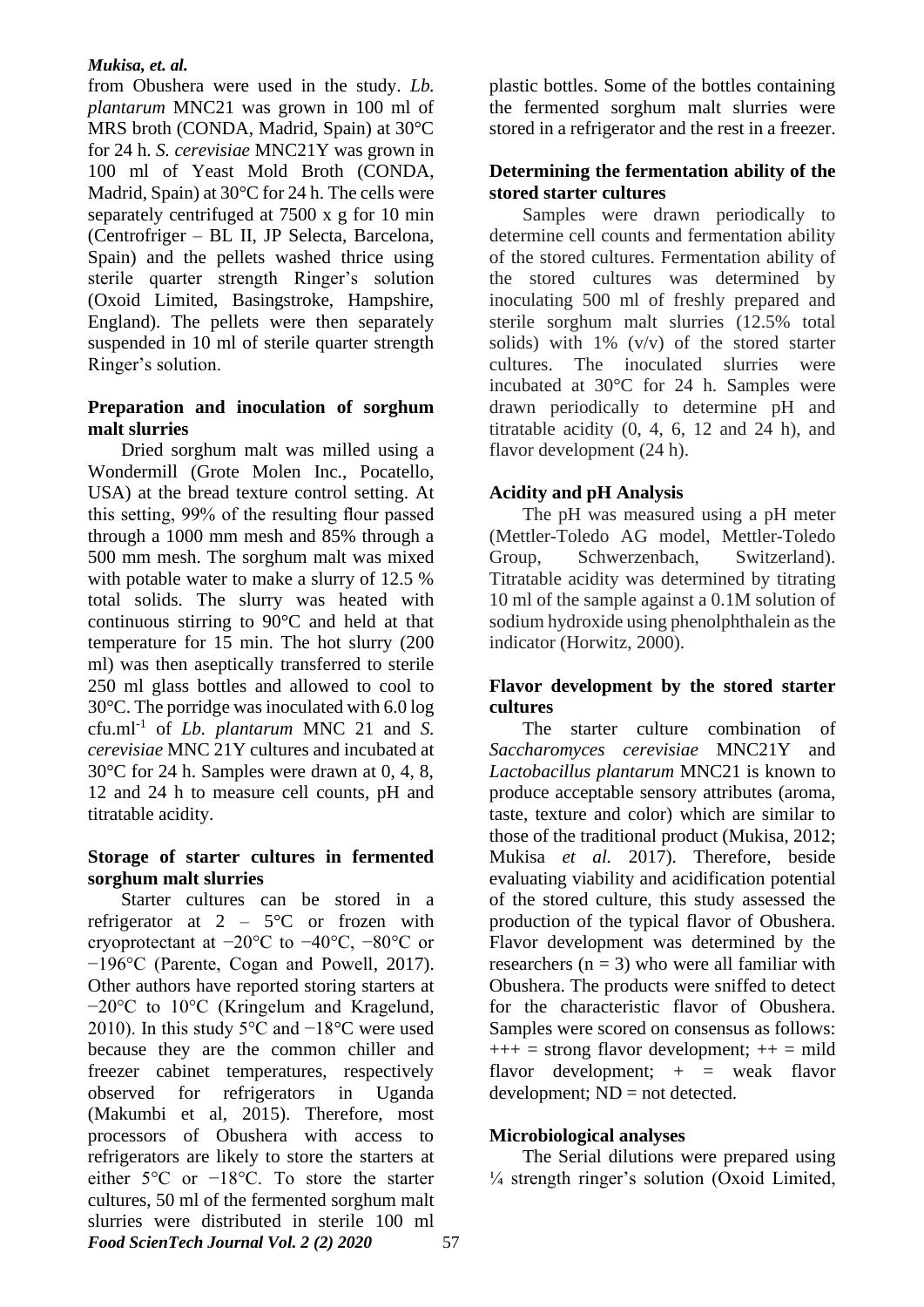from Obushera were used in the study. *Lb. plantarum* MNC21 was grown in 100 ml of MRS broth (CONDA, Madrid, Spain) at 30°C for 24 h. *S. cerevisiae* MNC21Y was grown in 100 ml of Yeast Mold Broth (CONDA, Madrid, Spain) at 30°C for 24 h. The cells were separately centrifuged at 7500 x g for 10 min (Centrofriger – BL II, JP Selecta, Barcelona, Spain) and the pellets washed thrice using sterile quarter strength Ringer's solution (Oxoid Limited, Basingstroke, Hampshire, England). The pellets were then separately suspended in 10 ml of sterile quarter strength Ringer's solution.

**Preparation and inoculation of sorghum malt slurries**

Dried sorghum malt was milled using a Wondermill (Grote Molen Inc., Pocatello, USA) at the bread texture control setting. At this setting, 99% of the resulting flour passed through a 1000 mm mesh and 85% through a 500 mm mesh. The sorghum malt was mixed with potable water to make a slurry of 12.5 % total solids. The slurry was heated with continuous stirring to 90°C and held at that temperature for 15 min. The hot slurry (200 ml) was then aseptically transferred to sterile 250 ml glass bottles and allowed to cool to 30°C. The porridge was inoculated with 6.0 log cfu.ml$^{-1}$ of *Lb. plantarum* MNC 21 and *S. cerevisiae* MNC 21Y cultures and incubated at 30°C for 24 h. Samples were drawn at 0, 4, 8, 12 and 24 h to measure cell counts, pH and titratable acidity.

**Storage of starter cultures in fermented sorghum malt slurries**

Starter cultures can be stored in a refrigerator at 2 – 5°C or frozen with cryoprotectant at −20°C to −40°C, −80°C or −196°C (Parente, Cogan and Powell, 2017). Other authors have reported storing starters at −20°C to 10°C (Kringelum and Kragelund, 2010). In this study 5°C and −18°C were used because they are the common chiller and freezer cabinet temperatures, respectively observed for refrigerators in Uganda (Makumbi et al, 2015). Therefore, most processors of Obushera with access to refrigerators are likely to store the starters at either 5°C or −18°C. To store the starter cultures, 50 ml of the fermented sorghum malt slurries were distributed in sterile 100 ml plastic bottles. Some of the bottles containing the fermented sorghum malt slurries were stored in a refrigerator and the rest in a freezer.

**Determining the fermentation ability of the stored starter cultures**

Samples were drawn periodically to determine cell counts and fermentation ability of the stored cultures. Fermentation ability of the stored cultures was determined by inoculating 500 ml of freshly prepared and sterile sorghum malt slurries (12.5% total solids) with 1% (v/v) of the stored starter cultures. The inoculated slurries were incubated at 30°C for 24 h. Samples were drawn periodically to determine pH and titratable acidity (0, 4, 6, 12 and 24 h), and flavor development (24 h).

**Acidity and pH Analysis**

The pH was measured using a pH meter (Mettler-Toledo AG model, Mettler-Toledo Group, Schwerzenbach, Switzerland). Titratable acidity was determined by titrating 10 ml of the sample against a 0.1M solution of sodium hydroxide using phenolphthalein as the indicator (Horwitz, 2000).

**Flavor development by the stored starter cultures**

The starter culture combination of *Saccharomyces cerevisiae* MNC21Y and *Lactobacillus plantarum* MNC21 is known to produce acceptable sensory attributes (aroma, taste, texture and color) which are similar to those of the traditional product (Mukisa, 2012; Mukisa *et al.* 2017). Therefore, beside evaluating viability and acidification potential of the stored culture, this study assessed the production of the typical flavor of Obushera. Flavor development was determined by the researchers (n = 3) who were all familiar with Obushera. The products were sniffed to detect for the characteristic flavor of Obushera. Samples were scored on consensus as follows: +++ = strong flavor development; ++ = mild flavor development; + = weak flavor development; ND = not detected.

**Microbiological analyses**

The Serial dilutions were prepared using ¼ strength ringer's solution (Oxoid Limited,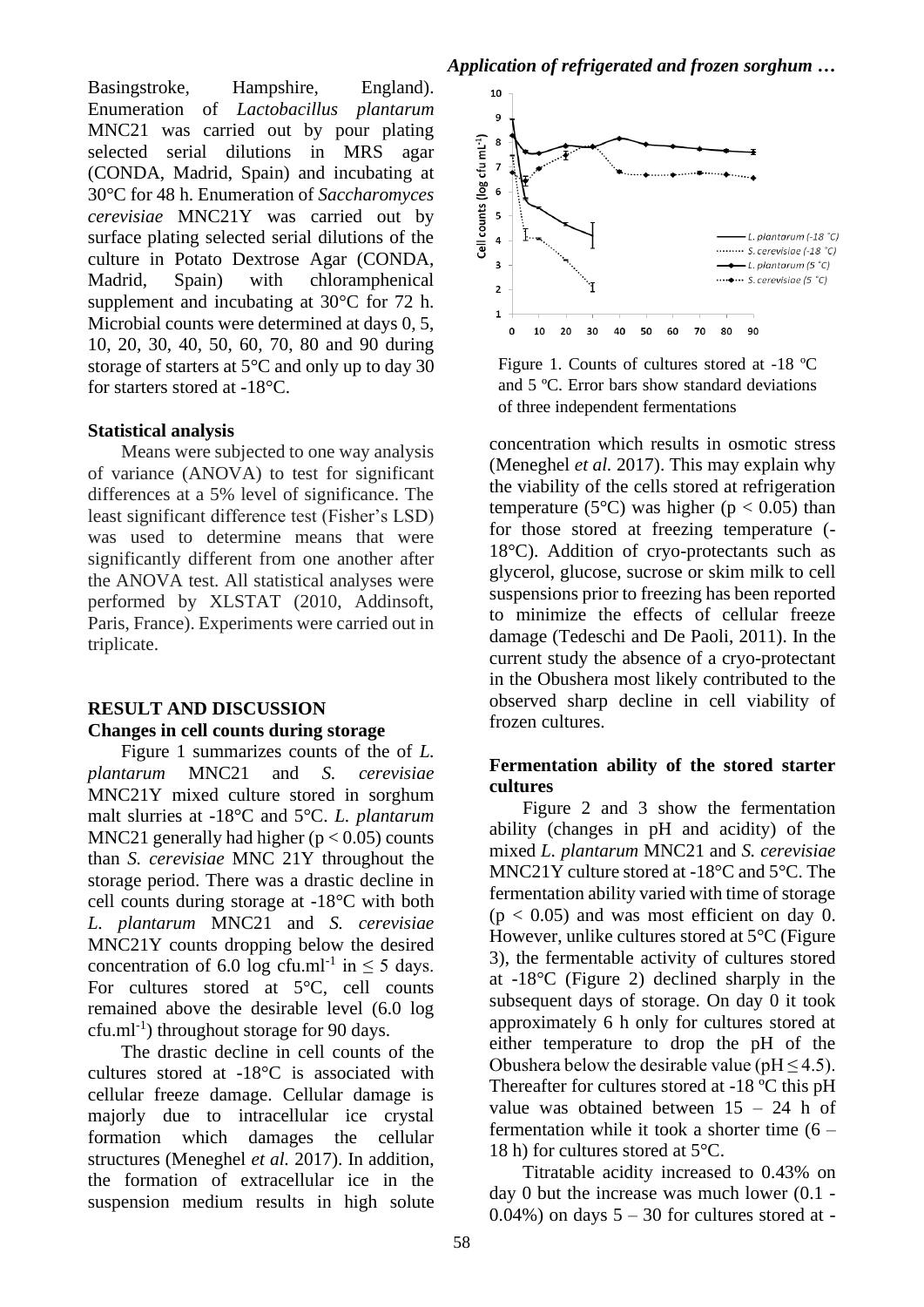Basingstroke, Hampshire, England). Enumeration of *Lactobacillus plantarum* MNC21 was carried out by pour plating selected serial dilutions in MRS agar (CONDA, Madrid, Spain) and incubating at 30°C for 48 h. Enumeration of *Saccharomyces cerevisiae* MNC21Y was carried out by surface plating selected serial dilutions of the culture in Potato Dextrose Agar (CONDA, Madrid, Spain) with chloramphenical supplement and incubating at 30°C for 72 h. Microbial counts were determined at days 0, 5, 10, 20, 30, 40, 50, 60, 70, 80 and 90 during storage of starters at 5°C and only up to day 30 for starters stored at -18°C.

### Statistical analysis

Means were subjected to one way analysis of variance (ANOVA) to test for significant differences at a 5% level of significance. The least significant difference test (Fisher's LSD) was used to determine means that were significantly different from one another after the ANOVA test. All statistical analyses were performed by XLSTAT (2010, Addinsoft, Paris, France). Experiments were carried out in triplicate.

## RESULT AND DISCUSSION

### Changes in cell counts during storage

Figure 1 summarizes counts of the of *L. plantarum* MNC21 and *S. cerevisiae* MNC21Y mixed culture stored in sorghum malt slurries at -18°C and 5°C. *L. plantarum* MNC21 generally had higher ($p < 0.05$) counts than *S. cerevisiae* MNC 21Y throughout the storage period. There was a drastic decline in cell counts during storage at -18°C with both *L. plantarum* MNC21 and *S. cerevisiae* MNC21Y counts dropping below the desired concentration of 6.0 log cfu.ml$^{-1}$ in ≤ 5 days. For cultures stored at 5°C, cell counts remained above the desirable level (6.0 log cfu.ml$^{-1}$) throughout storage for 90 days.

The drastic decline in cell counts of the cultures stored at -18°C is associated with cellular freeze damage. Cellular damage is majorly due to intracellular ice crystal formation which damages the cellular structures (Meneghel *et al.* 2017). In addition, the formation of extracellular ice in the suspension medium results in high solute concentration which results in osmotic stress (Meneghel *et al.* 2017). This may explain why the viability of the cells stored at refrigeration temperature (5°C) was higher ($p < 0.05$) than for those stored at freezing temperature (-18°C). Addition of cryo-protectants such as glycerol, glucose, sucrose or skim milk to cell suspensions prior to freezing has been reported to minimize the effects of cellular freeze damage (Tedeschi and De Paoli, 2011). In the current study the absence of a cryo-protectant in the Obushera most likely contributed to the observed sharp decline in cell viability of frozen cultures.

Figure 1. Counts of cultures stored at -18 ºC and 5 ºC. Error bars show standard deviations of three independent fermentations

### Fermentation ability of the stored starter cultures

Figure 2 and 3 show the fermentation ability (changes in pH and acidity) of the mixed *L. plantarum* MNC21 and *S. cerevisiae* MNC21Y culture stored at -18°C and 5°C. The fermentation ability varied with time of storage ($p < 0.05$) and was most efficient on day 0. However, unlike cultures stored at 5°C (Figure 3), the fermentable activity of cultures stored at -18°C (Figure 2) declined sharply in the subsequent days of storage. On day 0 it took approximately 6 h only for cultures stored at either temperature to drop the pH of the Obushera below the desirable value (pH ≤ 4.5). Thereafter for cultures stored at -18 ºC this pH value was obtained between 15 – 24 h of fermentation while it took a shorter time (6 – 18 h) for cultures stored at 5°C.

Titratable acidity increased to 0.43% on day 0 but the increase was much lower (0.1 - 0.04%) on days 5 – 30 for cultures stored at -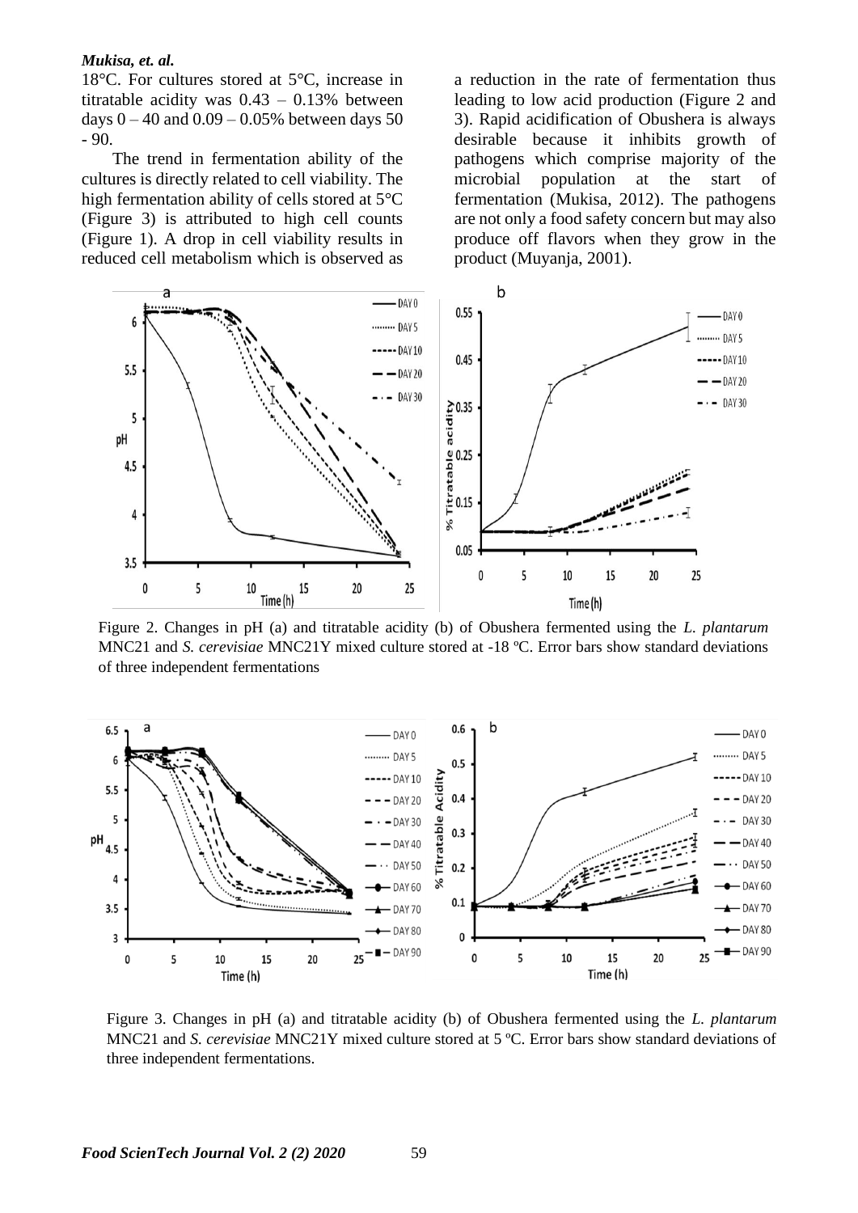18°C. For cultures stored at 5°C, increase in titratable acidity was 0.43 – 0.13% between days 0 – 40 and 0.09 – 0.05% between days 50 - 90.

The trend in fermentation ability of the cultures is directly related to cell viability. The high fermentation ability of cells stored at 5°C (Figure 3) is attributed to high cell counts (Figure 1). A drop in cell viability results in reduced cell metabolism which is observed as a reduction in the rate of fermentation thus leading to low acid production (Figure 2 and 3). Rapid acidification of Obushera is always desirable because it inhibits growth of pathogens which comprise majority of the microbial population at the start of fermentation (Mukisa, 2012). The pathogens are not only a food safety concern but may also produce off flavors when they grow in the product (Muyanja, 2001).

Figure 2. Changes in pH (a) and titratable acidity (b) of Obushera fermented using the *L. plantarum* MNC21 and *S. cerevisiae* MNC21Y mixed culture stored at -18 ºC. Error bars show standard deviations of three independent fermentations

Figure 3. Changes in pH (a) and titratable acidity (b) of Obushera fermented using the *L. plantarum* MNC21 and *S. cerevisiae* MNC21Y mixed culture stored at 5 ºC. Error bars show standard deviations of three independent fermentations.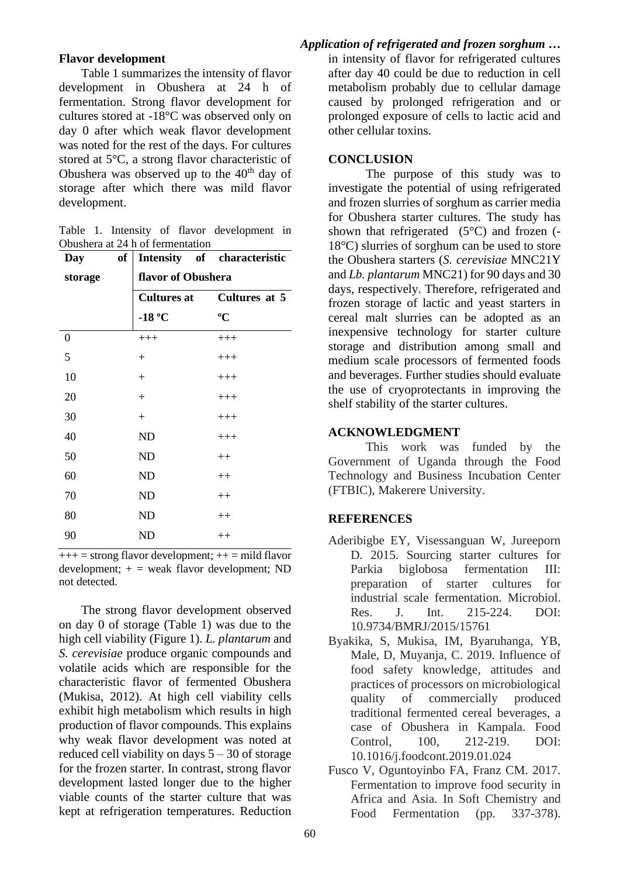**Flavor development**

Table 1 summarizes the intensity of flavor development in Obushera at 24 h of fermentation. Strong flavor development for cultures stored at -18°C was observed only on day 0 after which weak flavor development was noted for the rest of the days. For cultures stored at 5°C, a strong flavor characteristic of Obushera was observed up to the 40th day of storage after which there was mild flavor development.

Table 1. Intensity of flavor development in Obushera at 24 h of fermentation

| Day of storage | Intensity of characteristic flavor of Obushera | |
|---|---|---|
| | Cultures at -18 ºC | Cultures at 5 ºC |
| 0 | +++ | +++ |
| 5 | + | +++ |
| 10 | + | +++ |
| 20 | + | +++ |
| 30 | + | +++ |
| 40 | ND | +++ |
| 50 | ND | ++ |
| 60 | ND | ++ |
| 70 | ND | ++ |
| 80 | ND | ++ |
| 90 | ND | ++ |

+++ = strong flavor development; ++ = mild flavor development; + = weak flavor development; ND not detected.

The strong flavor development observed on day 0 of storage (Table 1) was due to the high cell viability (Figure 1). *L. plantarum* and *S. cerevisiae* produce organic compounds and volatile acids which are responsible for the characteristic flavor of fermented Obushera (Mukisa, 2012). At high cell viability cells exhibit high metabolism which results in high production of flavor compounds. This explains why weak flavor development was noted at reduced cell viability on days 5 – 30 of storage for the frozen starter. In contrast, strong flavor development lasted longer due to the higher viable counts of the starter culture that was kept at refrigeration temperatures. Reduction in intensity of flavor for refrigerated cultures after day 40 could be due to reduction in cell metabolism probably due to cellular damage caused by prolonged refrigeration and or prolonged exposure of cells to lactic acid and other cellular toxins.

## CONCLUSION

The purpose of this study was to investigate the potential of using refrigerated and frozen slurries of sorghum as carrier media for Obushera starter cultures. The study has shown that refrigerated (5°C) and frozen (-18°C) slurries of sorghum can be used to store the Obushera starters (*S. cerevisiae* MNC21Y and *Lb. plantarum* MNC21) for 90 days and 30 days, respectively. Therefore, refrigerated and frozen storage of lactic and yeast starters in cereal malt slurries can be adopted as an inexpensive technology for starter culture storage and distribution among small and medium scale processors of fermented foods and beverages. Further studies should evaluate the use of cryoprotectants in improving the shelf stability of the starter cultures.

## ACKNOWLEDGMENT

This work was funded by the Government of Uganda through the Food Technology and Business Incubation Center (FTBIC), Makerere University.

## REFERENCES

Aderibigbe EY, Visessanguan W, Jureeporn D. 2015. Sourcing starter cultures for Parkia biglobosa fermentation III: preparation of starter cultures for industrial scale fermentation. Microbiol. Res. J. Int. 215-224. DOI: 10.9734/BMRJ/2015/15761

Byakika, S, Mukisa, IM, Byaruhanga, YB, Male, D, Muyanja, C. 2019. Influence of food safety knowledge, attitudes and practices of processors on microbiological quality of commercially produced traditional fermented cereal beverages, a case of Obushera in Kampala. Food Control, 100, 212-219. DOI: 10.1016/j.foodcont.2019.01.024

Fusco V, Oguntoyinbo FA, Franz CM. 2017. Fermentation to improve food security in Africa and Asia. In Soft Chemistry and Food Fermentation (pp. 337-378).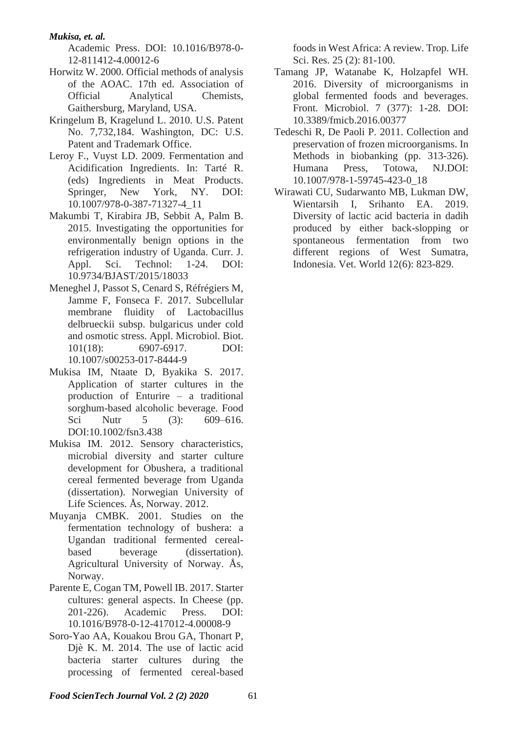Academic Press. DOI: 10.1016/B978-0-12-811412-4.00012-6

Horwitz W. 2000. Official methods of analysis of the AOAC. 17th ed. Association of Official Analytical Chemists, Gaithersburg, Maryland, USA.

Kringelum B, Kragelund L. 2010. U.S. Patent No. 7,732,184. Washington, DC: U.S. Patent and Trademark Office.

Leroy F., Vuyst LD. 2009. Fermentation and Acidification Ingredients. In: Tarté R. (eds) Ingredients in Meat Products. Springer, New York, NY. DOI: 10.1007/978-0-387-71327-4_11

Makumbi T, Kirabira JB, Sebbit A, Palm B. 2015. Investigating the opportunities for environmentally benign options in the refrigeration industry of Uganda. Curr. J. Appl. Sci. Technol: 1-24. DOI: 10.9734/BJAST/2015/18033

Meneghel J, Passot S, Cenard S, Réfrégiers M, Jamme F, Fonseca F. 2017. Subcellular membrane fluidity of Lactobacillus delbrueckii subsp. bulgaricus under cold and osmotic stress. Appl. Microbiol. Biot. 101(18): 6907-6917. DOI: 10.1007/s00253-017-8444-9

Mukisa IM, Ntaate D, Byakika S. 2017. Application of starter cultures in the production of Enturire – a traditional sorghum-based alcoholic beverage. Food Sci Nutr 5 (3): 609–616. DOI:10.1002/fsn3.438

Mukisa IM. 2012. Sensory characteristics, microbial diversity and starter culture development for Obushera, a traditional cereal fermented beverage from Uganda (dissertation). Norwegian University of Life Sciences. Ås, Norway. 2012.

Muyanja CMBK. 2001. Studies on the fermentation technology of bushera: a Ugandan traditional fermented cereal-based beverage (dissertation). Agricultural University of Norway. Ås, Norway.

Parente E, Cogan TM, Powell IB. 2017. Starter cultures: general aspects. In Cheese (pp. 201-226). Academic Press. DOI: 10.1016/B978-0-12-417012-4.00008-9

Soro-Yao AA, Kouakou Brou GA, Thonart P, Djè K. M. 2014. The use of lactic acid bacteria starter cultures during the processing of fermented cereal-based foods in West Africa: A review. Trop. Life Sci. Res. 25 (2): 81-100.

Tamang JP, Watanabe K, Holzapfel WH. 2016. Diversity of microorganisms in global fermented foods and beverages. Front. Microbiol. 7 (377): 1-28. DOI: 10.3389/fmicb.2016.00377

Tedeschi R, De Paoli P. 2011. Collection and preservation of frozen microorganisms. In Methods in biobanking (pp. 313-326). Humana Press, Totowa, NJ.DOI: 10.1007/978-1-59745-423-0_18

Wirawati CU, Sudarwanto MB, Lukman DW, Wientarsih I, Srihanto EA. 2019. Diversity of lactic acid bacteria in dadih produced by either back-slopping or spontaneous fermentation from two different regions of West Sumatra, Indonesia. Vet. World 12(6): 823-829.